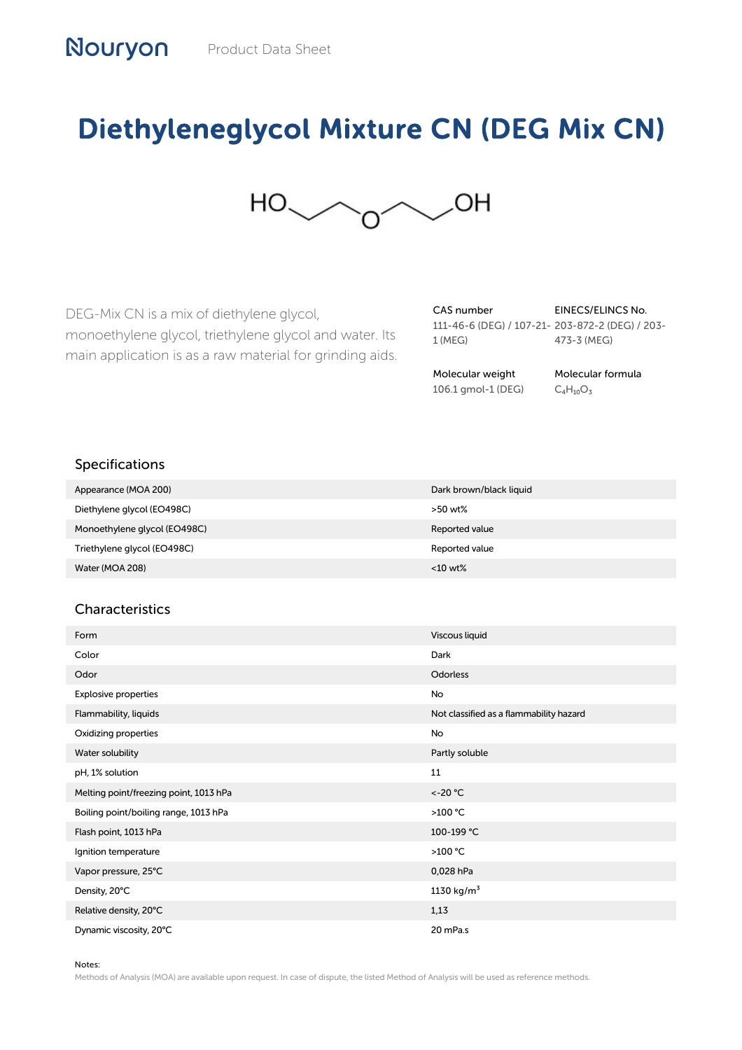# Diethyleneglycol Mixture CN (DEG Mix CN)

DEG-Mix CN is a mix of diethylene glycol, monoethylene glycol, triethylene glycol and water. Its main application is as a raw material for grinding aids.

| CAS number | EINECS/ELINCS No. |
| --- | --- |
| 111-46-6 (DEG) / 107-21-1 (MEG) | 203-872-2 (DEG) / 203-473-3 (MEG) |

| Molecular weight | Molecular formula |
| --- | --- |
| 106.1 gmol-1 (DEG) | $C_4H_{10}O_3$ |

## Specifications

| | |
| --- | --- |
| Appearance (MOA 200) | Dark brown/black liquid |
| Diethylene glycol (EO498C) | >50 wt% |
| Monoethylene glycol (EO498C) | Reported value |
| Triethylene glycol (EO498C) | Reported value |
| Water (MOA 208) | <10 wt% |

## Characteristics

| | |
| --- | --- |
| Form | Viscous liquid |
| Color | Dark |
| Odor | Odorless |
| Explosive properties | No |
| Flammability, liquids | Not classified as a flammability hazard |
| Oxidizing properties | No |
| Water solubility | Partly soluble |
| pH, 1% solution | 11 |
| Melting point/freezing point, 1013 hPa | <-20 °C |
| Boiling point/boiling range, 1013 hPa | >100 °C |
| Flash point, 1013 hPa | 100-199 °C |
| Ignition temperature | >100 °C |
| Vapor pressure, 25°C | 0,028 hPa |
| Density, 20°C | 1130 kg/$m^3$ |
| Relative density, 20°C | 1,13 |
| Dynamic viscosity, 20°C | 20 mPa.s |

Notes:

Methods of Analysis (MOA) are available upon request. In case of dispute, the listed Method of Analysis will be used as reference methods.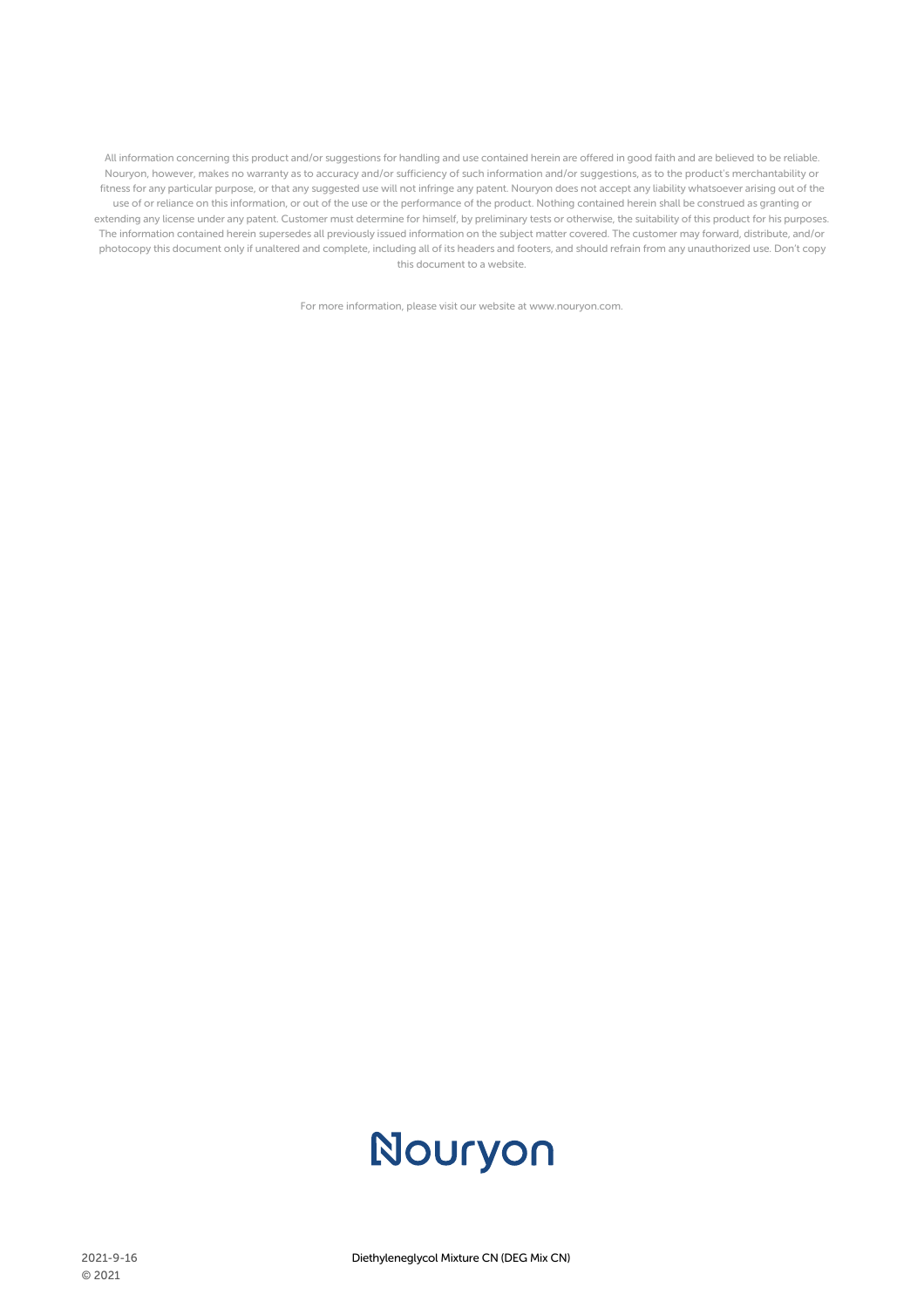All information concerning this product and/or suggestions for handling and use contained herein are offered in good faith and are believed to be reliable. Nouryon, however, makes no warranty as to accuracy and/or sufficiency of such information and/or suggestions, as to the product's merchantability or fitness for any particular purpose, or that any suggested use will not infringe any patent. Nouryon does not accept any liability whatsoever arising out of the use of or reliance on this information, or out of the use or the performance of the product. Nothing contained herein shall be construed as granting or extending any license under any patent. Customer must determine for himself, by preliminary tests or otherwise, the suitability of this product for his purposes. The information contained herein supersedes all previously issued information on the subject matter covered. The customer may forward, distribute, and/or photocopy this document only if unaltered and complete, including all of its headers and footers, and should refrain from any unauthorized use. Don't copy this document to a website.

For more information, please visit our website at www.nouryon.com.

Nouryon